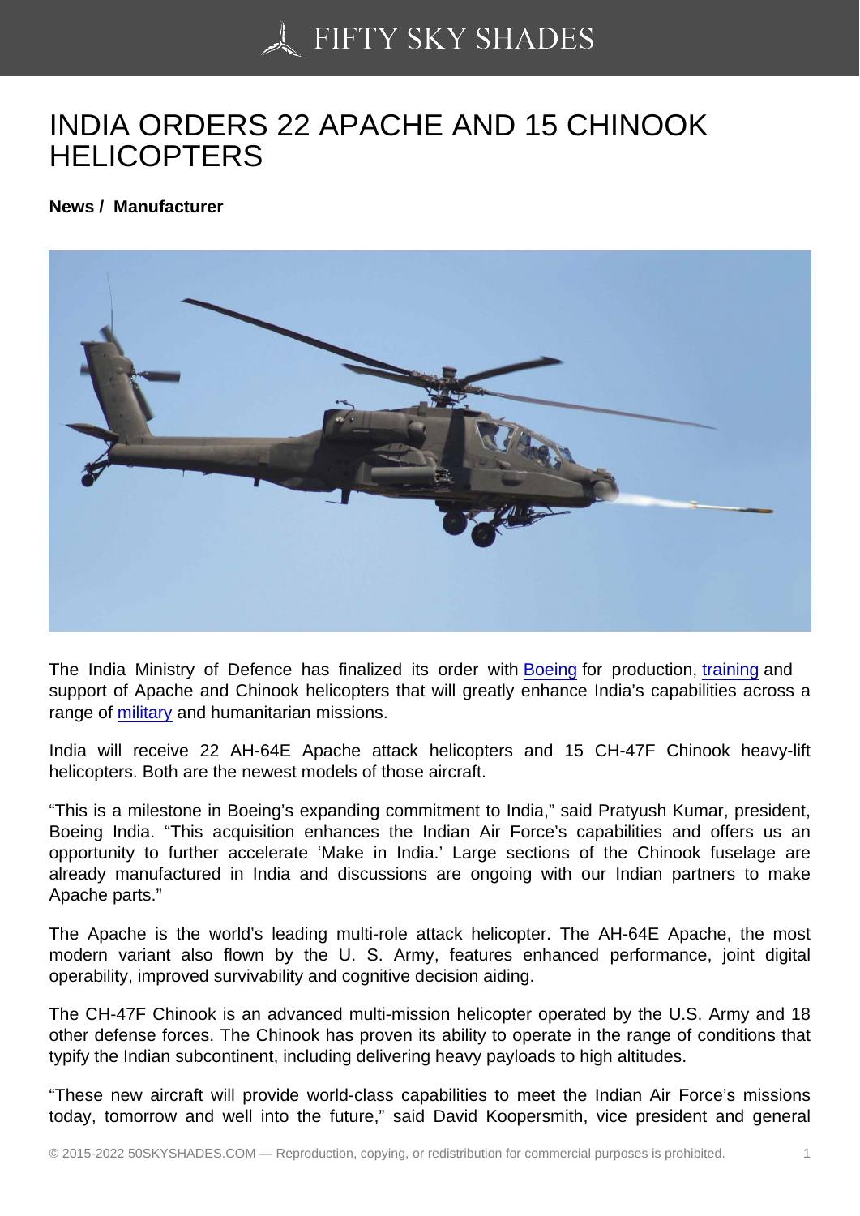# INDIA ORDERS 22 APACHE AND 15 CHINOOK HELICOPTERS

**News / Manufacturer**

The India Ministry of Defence has finalized its order with Boeing for production, training and support of Apache and Chinook helicopters that will greatly enhance India's capabilities across a range of military and humanitarian missions.

India will receive 22 AH-64E Apache attack helicopters and 15 CH-47F Chinook heavy-lift helicopters. Both are the newest models of those aircraft.

"This is a milestone in Boeing's expanding commitment to India," said Pratyush Kumar, president, Boeing India. "This acquisition enhances the Indian Air Force's capabilities and offers us an opportunity to further accelerate 'Make in India.' Large sections of the Chinook fuselage are already manufactured in India and discussions are ongoing with our Indian partners to make Apache parts."

The Apache is the world's leading multi-role attack helicopter. The AH-64E Apache, the most modern variant also flown by the U. S. Army, features enhanced performance, joint digital operability, improved survivability and cognitive decision aiding.

The CH-47F Chinook is an advanced multi-mission helicopter operated by the U.S. Army and 18 other defense forces. The Chinook has proven its ability to operate in the range of conditions that typify the Indian subcontinent, including delivering heavy payloads to high altitudes.

"These new aircraft will provide world-class capabilities to meet the Indian Air Force's missions today, tomorrow and well into the future," said David Koopersmith, vice president and general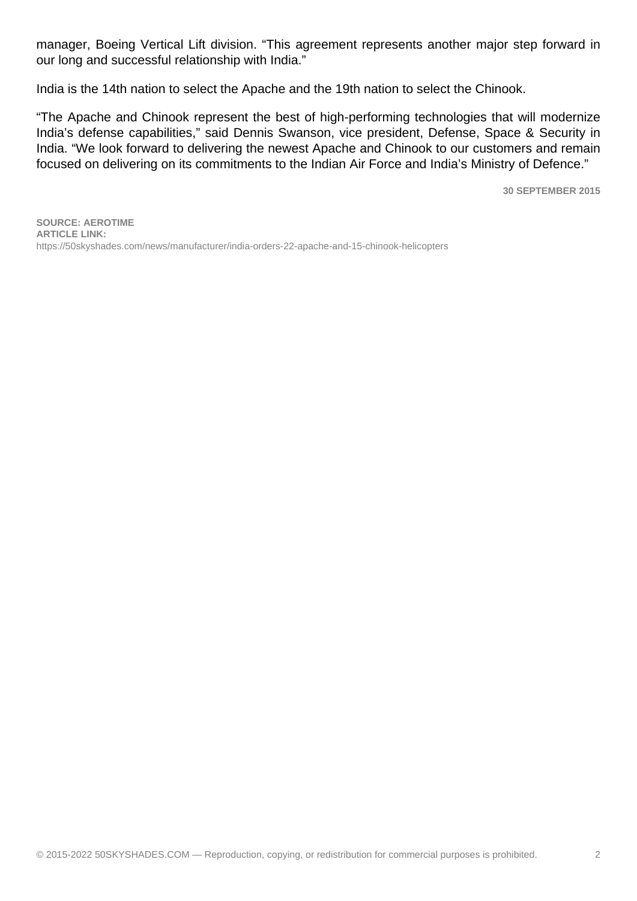manager, Boeing Vertical Lift division. “This agreement represents another major step forward in our long and successful relationship with India.”

India is the 14th nation to select the Apache and the 19th nation to select the Chinook.

“The Apache and Chinook represent the best of high-performing technologies that will modernize India’s defense capabilities,” said Dennis Swanson, vice president, Defense, Space & Security in India. “We look forward to delivering the newest Apache and Chinook to our customers and remain focused on delivering on its commitments to the Indian Air Force and India’s Ministry of Defence.”

**30 SEPTEMBER 2015**

**SOURCE: AEROTIME**
**ARTICLE LINK:**
https://50skyshades.com/news/manufacturer/india-orders-22-apache-and-15-chinook-helicopters